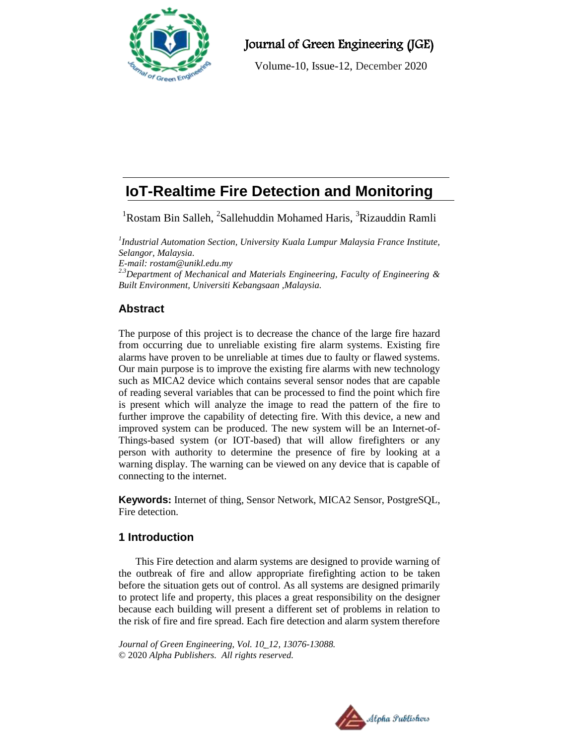# IoT-Realtime Fire Detection and Monitoring

[1]Rostam Bin Salleh, [2]Sallehuddin Mohamed Haris, [3]Rizauddin Ramli

[1]*Industrial Automation Section, University Kuala Lumpur Malaysia France Institute, Selangor, Malaysia.*
*E-mail: rostam@unikl.edu.my*
[2,3]*Department of Mechanical and Materials Engineering, Faculty of Engineering & Built Environment, Universiti Kebangsaan ,Malaysia.*

## Abstract

The purpose of this project is to decrease the chance of the large fire hazard from occurring due to unreliable existing fire alarm systems. Existing fire alarms have proven to be unreliable at times due to faulty or flawed systems. Our main purpose is to improve the existing fire alarms with new technology such as MICA2 device which contains several sensor nodes that are capable of reading several variables that can be processed to find the point which fire is present which will analyze the image to read the pattern of the fire to further improve the capability of detecting fire. With this device, a new and improved system can be produced. The new system will be an Internet-of-Things-based system (or IOT-based) that will allow firefighters or any person with authority to determine the presence of fire by looking at a warning display. The warning can be viewed on any device that is capable of connecting to the internet.

**Keywords:** Internet of thing, Sensor Network, MICA2 Sensor, PostgreSQL, Fire detection.

## 1 Introduction

This Fire detection and alarm systems are designed to provide warning of the outbreak of fire and allow appropriate firefighting action to be taken before the situation gets out of control. As all systems are designed primarily to protect life and property, this places a great responsibility on the designer because each building will present a different set of problems in relation to the risk of fire and fire spread. Each fire detection and alarm system therefore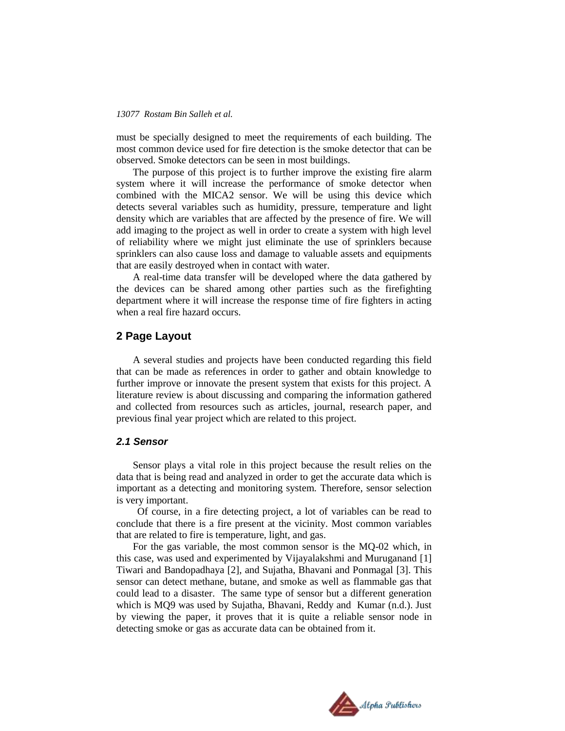must be specially designed to meet the requirements of each building. The most common device used for fire detection is the smoke detector that can be observed. Smoke detectors can be seen in most buildings.

The purpose of this project is to further improve the existing fire alarm system where it will increase the performance of smoke detector when combined with the MICA2 sensor. We will be using this device which detects several variables such as humidity, pressure, temperature and light density which are variables that are affected by the presence of fire. We will add imaging to the project as well in order to create a system with high level of reliability where we might just eliminate the use of sprinklers because sprinklers can also cause loss and damage to valuable assets and equipments that are easily destroyed when in contact with water.

A real-time data transfer will be developed where the data gathered by the devices can be shared among other parties such as the firefighting department where it will increase the response time of fire fighters in acting when a real fire hazard occurs.

## 2 Page Layout

A several studies and projects have been conducted regarding this field that can be made as references in order to gather and obtain knowledge to further improve or innovate the present system that exists for this project. A literature review is about discussing and comparing the information gathered and collected from resources such as articles, journal, research paper, and previous final year project which are related to this project.

### *2.1 Sensor*

Sensor plays a vital role in this project because the result relies on the data that is being read and analyzed in order to get the accurate data which is important as a detecting and monitoring system. Therefore, sensor selection is very important.

Of course, in a fire detecting project, a lot of variables can be read to conclude that there is a fire present at the vicinity. Most common variables that are related to fire is temperature, light, and gas.

For the gas variable, the most common sensor is the MQ-02 which, in this case, was used and experimented by Vijayalakshmi and Muruganand [1] Tiwari and Bandopadhaya [2], and Sujatha, Bhavani and Ponmagal [3]. This sensor can detect methane, butane, and smoke as well as flammable gas that could lead to a disaster. The same type of sensor but a different generation which is MQ9 was used by Sujatha, Bhavani, Reddy and Kumar (n.d.). Just by viewing the paper, it proves that it is quite a reliable sensor node in detecting smoke or gas as accurate data can be obtained from it.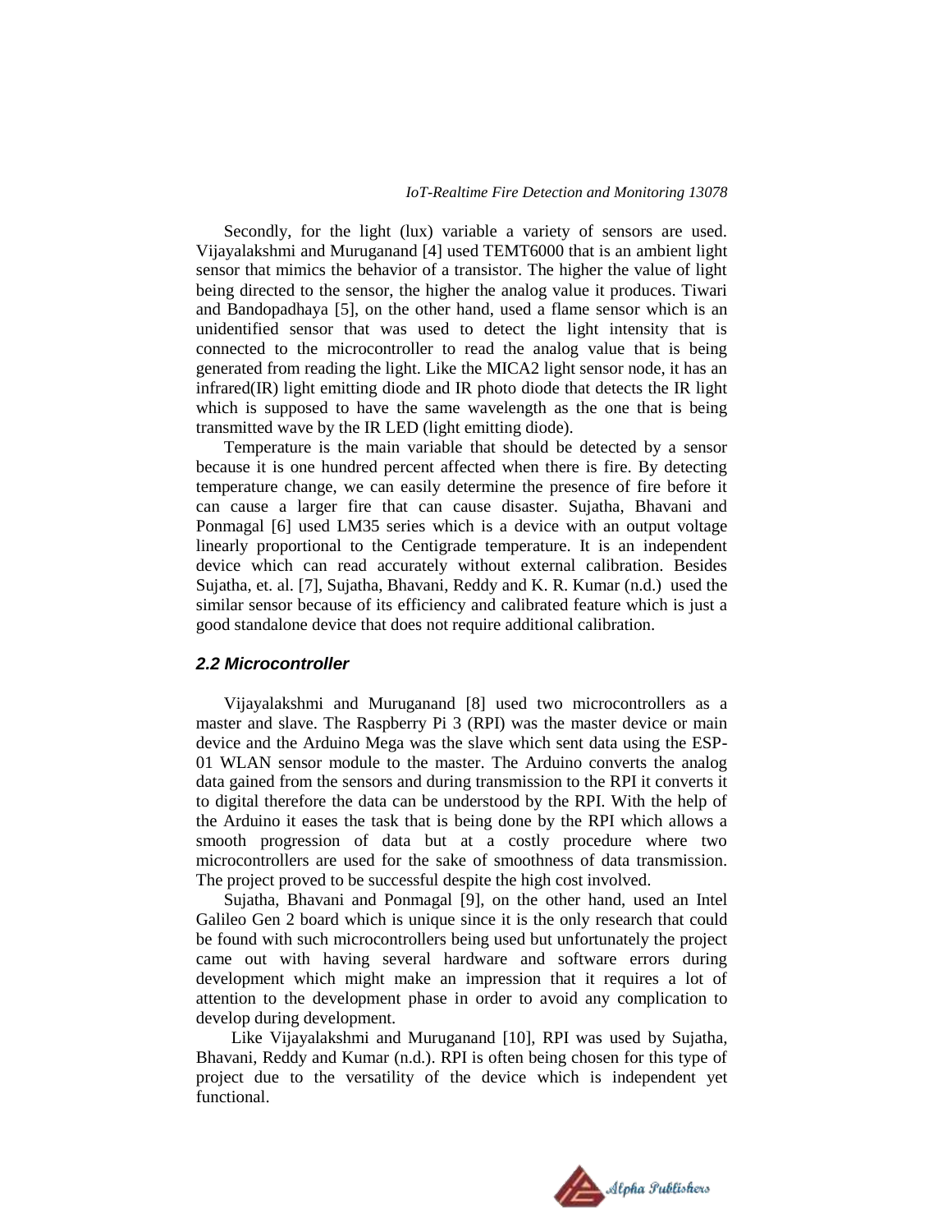Secondly, for the light (lux) variable a variety of sensors are used. Vijayalakshmi and Muruganand [4] used TEMT6000 that is an ambient light sensor that mimics the behavior of a transistor. The higher the value of light being directed to the sensor, the higher the analog value it produces. Tiwari and Bandopadhaya [5], on the other hand, used a flame sensor which is an unidentified sensor that was used to detect the light intensity that is connected to the microcontroller to read the analog value that is being generated from reading the light. Like the MICA2 light sensor node, it has an infrared(IR) light emitting diode and IR photo diode that detects the IR light which is supposed to have the same wavelength as the one that is being transmitted wave by the IR LED (light emitting diode).

Temperature is the main variable that should be detected by a sensor because it is one hundred percent affected when there is fire. By detecting temperature change, we can easily determine the presence of fire before it can cause a larger fire that can cause disaster. Sujatha, Bhavani and Ponmagal [6] used LM35 series which is a device with an output voltage linearly proportional to the Centigrade temperature. It is an independent device which can read accurately without external calibration. Besides Sujatha, et. al. [7], Sujatha, Bhavani, Reddy and K. R. Kumar (n.d.) used the similar sensor because of its efficiency and calibrated feature which is just a good standalone device that does not require additional calibration.

### 2.2 Microcontroller

Vijayalakshmi and Muruganand [8] used two microcontrollers as a master and slave. The Raspberry Pi 3 (RPI) was the master device or main device and the Arduino Mega was the slave which sent data using the ESP-01 WLAN sensor module to the master. The Arduino converts the analog data gained from the sensors and during transmission to the RPI it converts it to digital therefore the data can be understood by the RPI. With the help of the Arduino it eases the task that is being done by the RPI which allows a smooth progression of data but at a costly procedure where two microcontrollers are used for the sake of smoothness of data transmission. The project proved to be successful despite the high cost involved.

Sujatha, Bhavani and Ponmagal [9], on the other hand, used an Intel Galileo Gen 2 board which is unique since it is the only research that could be found with such microcontrollers being used but unfortunately the project came out with having several hardware and software errors during development which might make an impression that it requires a lot of attention to the development phase in order to avoid any complication to develop during development.

Like Vijayalakshmi and Muruganand [10], RPI was used by Sujatha, Bhavani, Reddy and Kumar (n.d.). RPI is often being chosen for this type of project due to the versatility of the device which is independent yet functional.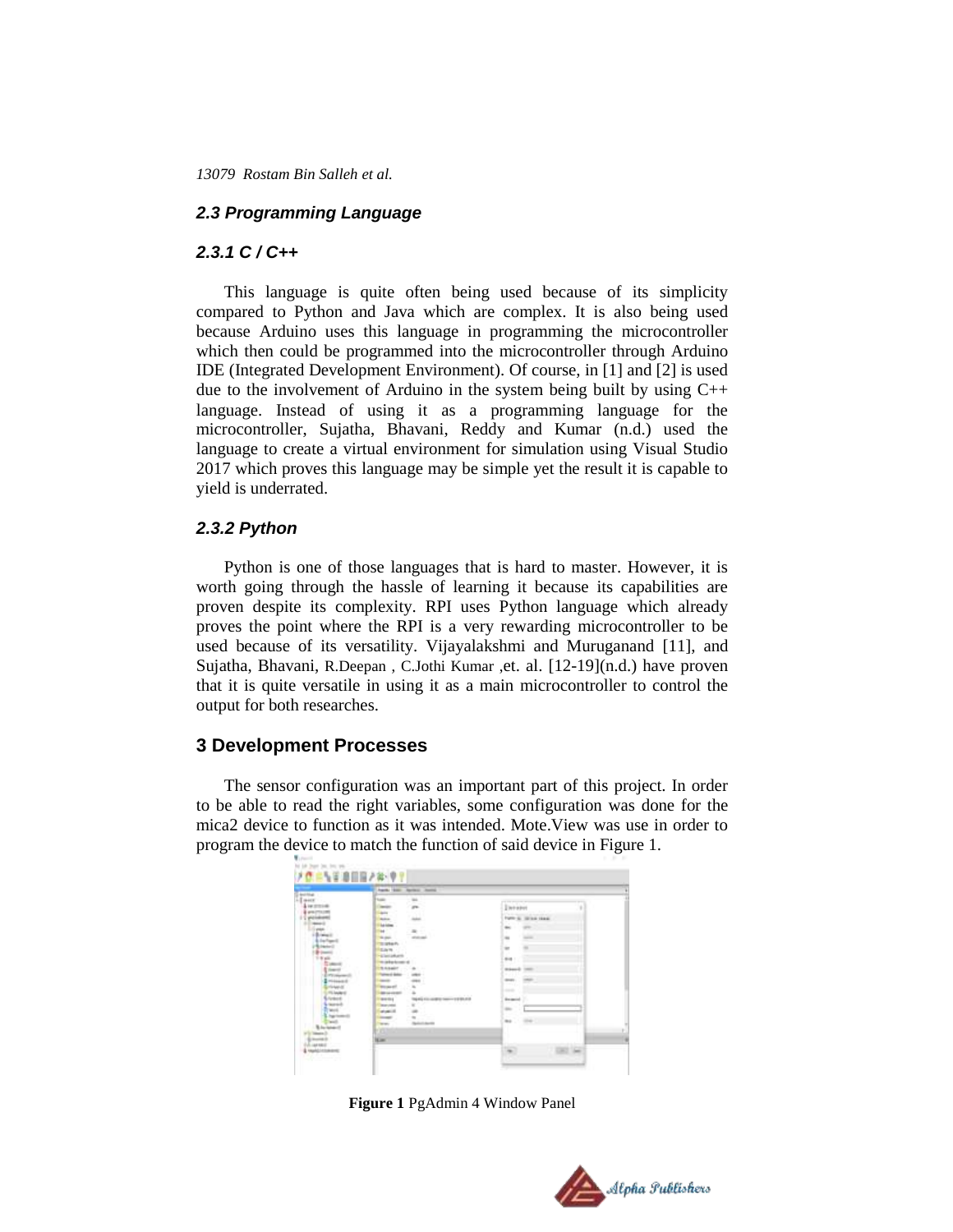### 2.3 Programming Language

#### 2.3.1 C / C++

This language is quite often being used because of its simplicity compared to Python and Java which are complex. It is also being used because Arduino uses this language in programming the microcontroller which then could be programmed into the microcontroller through Arduino IDE (Integrated Development Environment). Of course, in [1] and [2] is used due to the involvement of Arduino in the system being built by using C++ language. Instead of using it as a programming language for the microcontroller, Sujatha, Bhavani, Reddy and Kumar (n.d.) used the language to create a virtual environment for simulation using Visual Studio 2017 which proves this language may be simple yet the result it is capable to yield is underrated.

#### 2.3.2 Python

Python is one of those languages that is hard to master. However, it is worth going through the hassle of learning it because its capabilities are proven despite its complexity. RPI uses Python language which already proves the point where the RPI is a very rewarding microcontroller to be used because of its versatility. Vijayalakshmi and Muruganand [11], and Sujatha, Bhavani, R.Deepan , C.Jothi Kumar ,et. al. [12-19](n.d.) have proven that it is quite versatile in using it as a main microcontroller to control the output for both researches.

## 3 Development Processes

The sensor configuration was an important part of this project. In order to be able to read the right variables, some configuration was done for the mica2 device to function as it was intended. Mote.View was use in order to program the device to match the function of said device in Figure 1.

**Figure 1** PgAdmin 4 Window Panel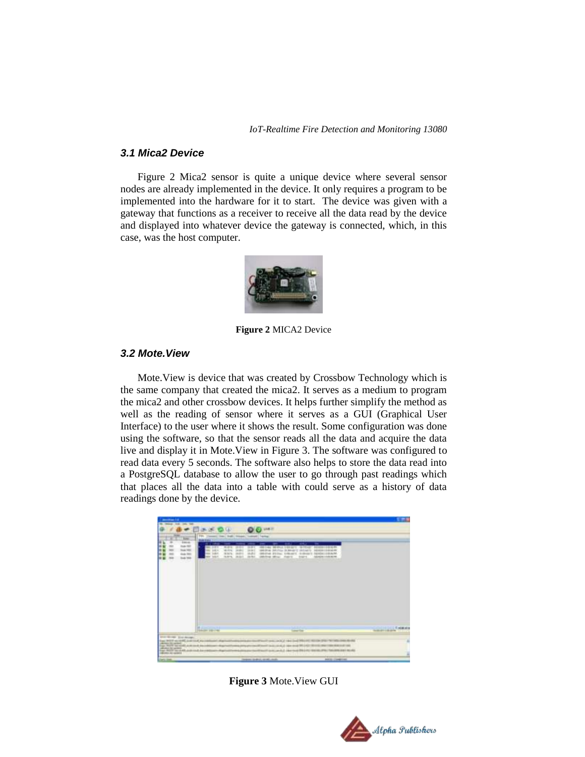### 3.1 Mica2 Device

Figure 2 Mica2 sensor is quite a unique device where several sensor nodes are already implemented in the device. It only requires a program to be implemented into the hardware for it to start. The device was given with a gateway that functions as a receiver to receive all the data read by the device and displayed into whatever device the gateway is connected, which, in this case, was the host computer.

**Figure 2** MICA2 Device

### 3.2 Mote.View

Mote.View is device that was created by Crossbow Technology which is the same company that created the mica2. It serves as a medium to program the mica2 and other crossbow devices. It helps further simplify the method as well as the reading of sensor where it serves as a GUI (Graphical User Interface) to the user where it shows the result. Some configuration was done using the software, so that the sensor reads all the data and acquire the data live and display it in Mote.View in Figure 3. The software was configured to read data every 5 seconds. The software also helps to store the data read into a PostgreSQL database to allow the user to go through past readings which that places all the data into a table with could serve as a history of data readings done by the device.

**Figure 3** Mote.View GUI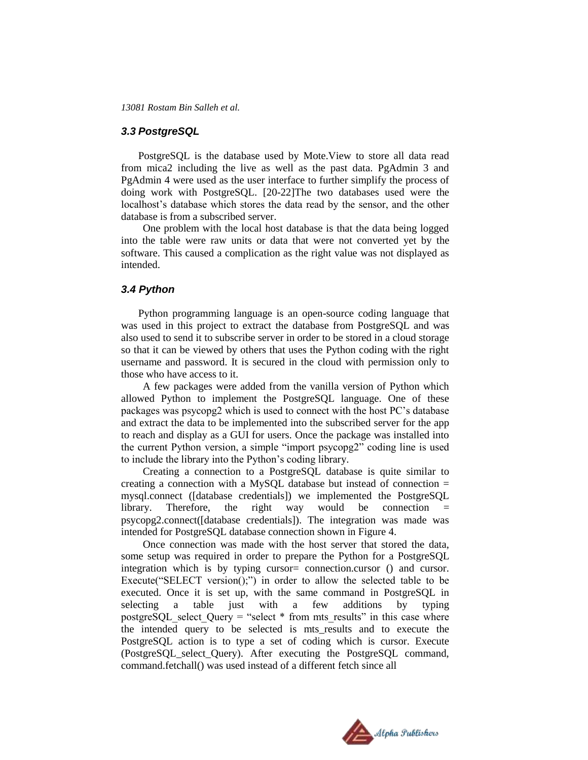### 3.3 PostgreSQL

PostgreSQL is the database used by Mote.View to store all data read from mica2 including the live as well as the past data. PgAdmin 3 and PgAdmin 4 were used as the user interface to further simplify the process of doing work with PostgreSQL. [20-22]The two databases used were the localhost's database which stores the data read by the sensor, and the other database is from a subscribed server.

One problem with the local host database is that the data being logged into the table were raw units or data that were not converted yet by the software. This caused a complication as the right value was not displayed as intended.

### 3.4 Python

Python programming language is an open-source coding language that was used in this project to extract the database from PostgreSQL and was also used to send it to subscribe server in order to be stored in a cloud storage so that it can be viewed by others that uses the Python coding with the right username and password. It is secured in the cloud with permission only to those who have access to it.

A few packages were added from the vanilla version of Python which allowed Python to implement the PostgreSQL language. One of these packages was psycopg2 which is used to connect with the host PC's database and extract the data to be implemented into the subscribed server for the app to reach and display as a GUI for users. Once the package was installed into the current Python version, a simple "import psycopg2" coding line is used to include the library into the Python's coding library.

Creating a connection to a PostgreSQL database is quite similar to creating a connection with a MySQL database but instead of connection = mysql.connect ([database credentials]) we implemented the PostgreSQL library. Therefore, the right way would be connection = psycopg2.connect([database credentials]). The integration was made was intended for PostgreSQL database connection shown in Figure 4.

Once connection was made with the host server that stored the data, some setup was required in order to prepare the Python for a PostgreSQL integration which is by typing cursor= connection.cursor () and cursor. Execute("SELECT version();") in order to allow the selected table to be executed. Once it is set up, with the same command in PostgreSQL in selecting a table just with a few additions by typing postgreSQL_select_Query = "select * from mts_results" in this case where the intended query to be selected is mts_results and to execute the PostgreSQL action is to type a set of coding which is cursor. Execute (PostgreSQL_select_Query). After executing the PostgreSQL command, command.fetchall() was used instead of a different fetch since all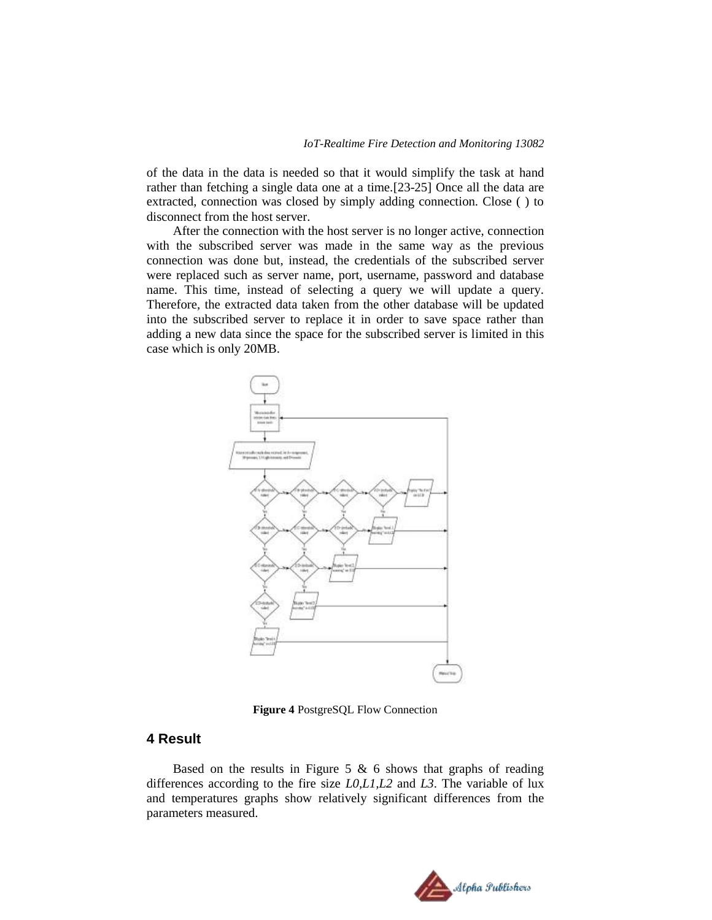of the data in the data is needed so that it would simplify the task at hand rather than fetching a single data one at a time.[23-25] Once all the data are extracted, connection was closed by simply adding connection. Close ( ) to disconnect from the host server.

After the connection with the host server is no longer active, connection with the subscribed server was made in the same way as the previous connection was done but, instead, the credentials of the subscribed server were replaced such as server name, port, username, password and database name. This time, instead of selecting a query we will update a query. Therefore, the extracted data taken from the other database will be updated into the subscribed server to replace it in order to save space rather than adding a new data since the space for the subscribed server is limited in this case which is only 20MB.

**Figure 4** PostgreSQL Flow Connection

## 4 Result

Based on the results in Figure 5 & 6 shows that graphs of reading differences according to the fire size *L0*,*L1*,*L2* and *L3*. The variable of lux and temperatures graphs show relatively significant differences from the parameters measured.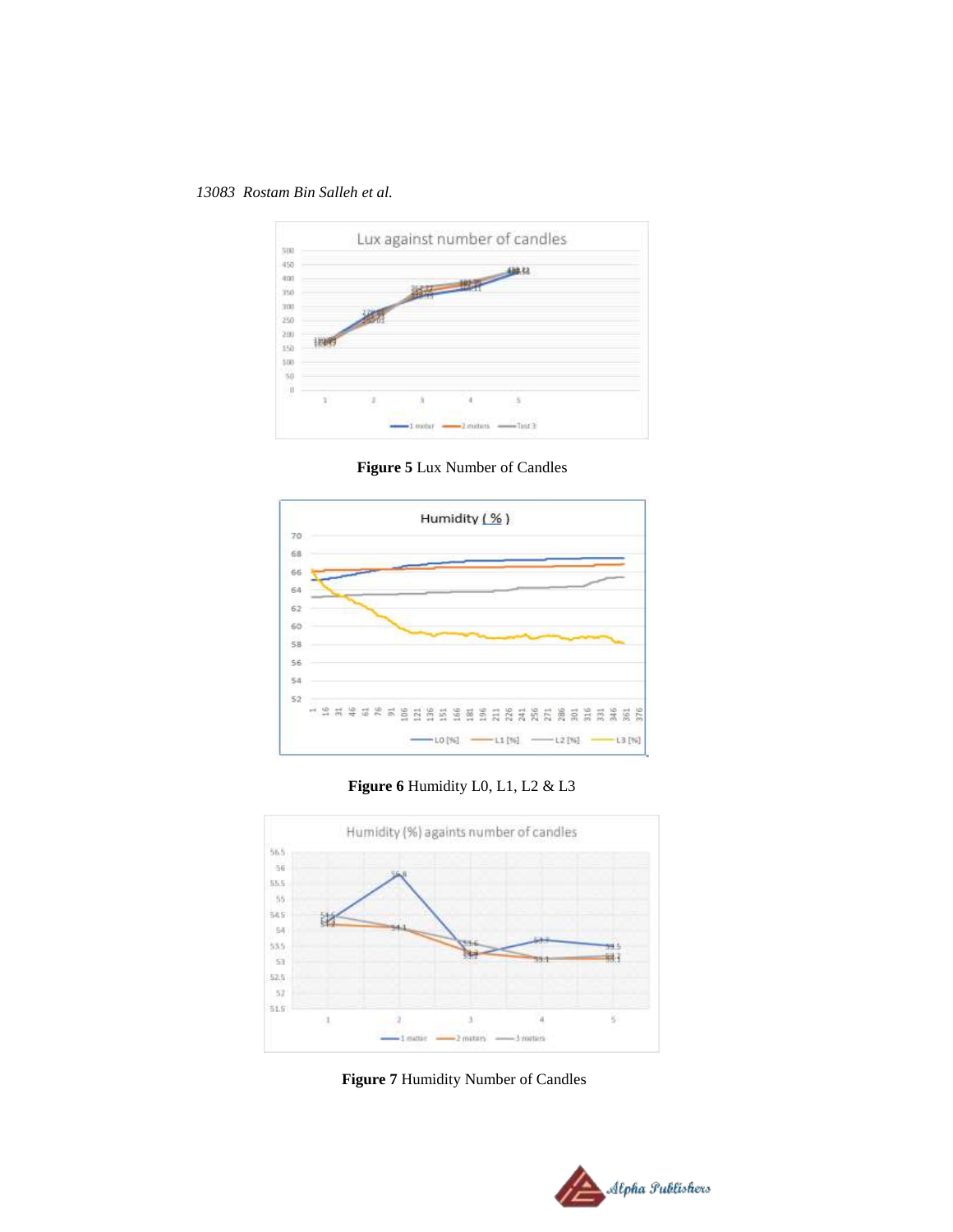**Figure 5** Lux Number of Candles

**Figure 6** Humidity L0, L1, L2 & L3

**Figure 7** Humidity Number of Candles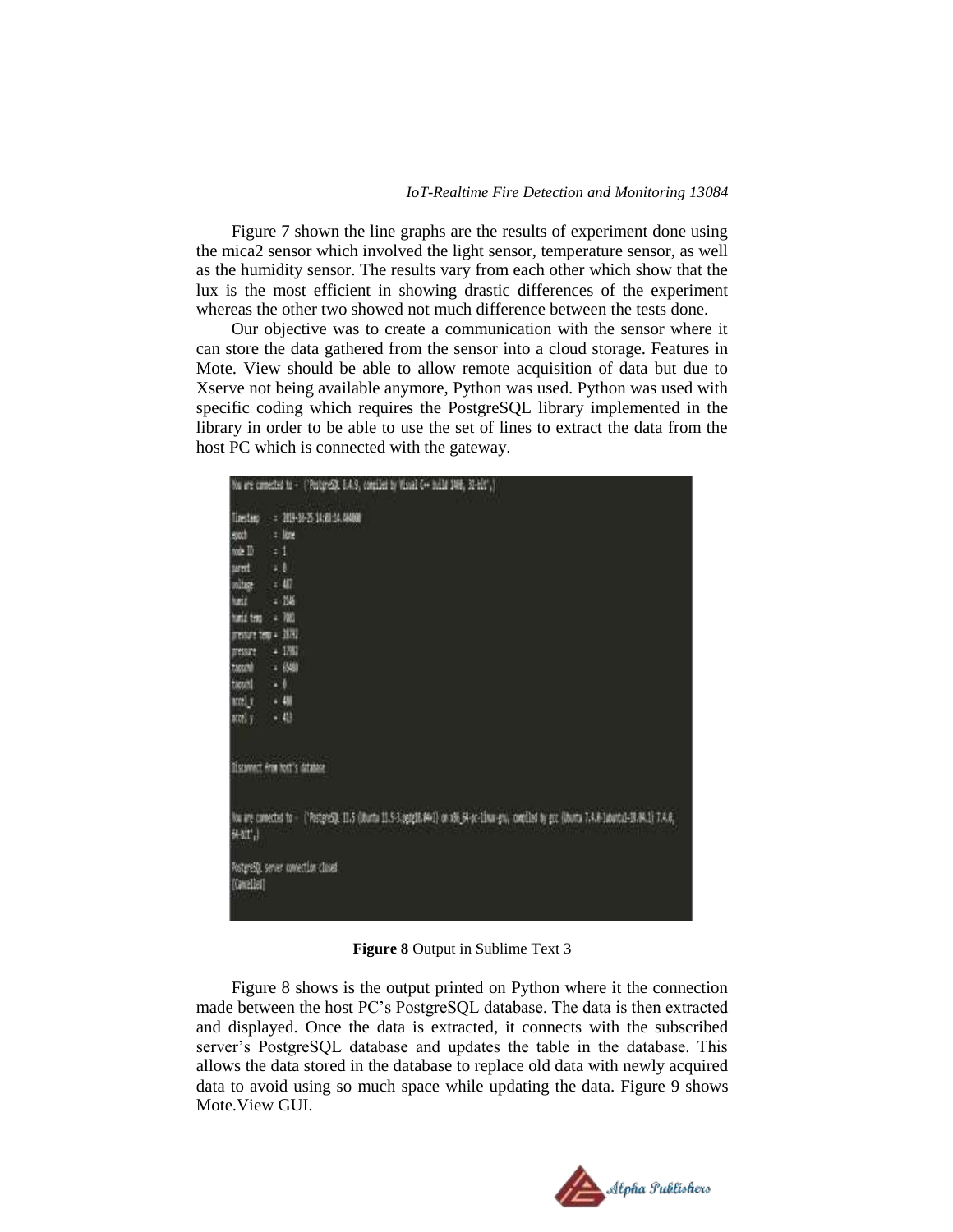Figure 7 shown the line graphs are the results of experiment done using the mica2 sensor which involved the light sensor, temperature sensor, as well as the humidity sensor. The results vary from each other which show that the lux is the most efficient in showing drastic differences of the experiment whereas the other two showed not much difference between the tests done.

Our objective was to create a communication with the sensor where it can store the data gathered from the sensor into a cloud storage. Features in Mote. View should be able to allow remote acquisition of data but due to Xserve not being available anymore, Python was used. Python was used with specific coding which requires the PostgreSQL library implemented in the library in order to be able to use the set of lines to extract the data from the host PC which is connected with the gateway.

```
You are connected to - ('PostgreSQL 8.4.9, compiled by Visual C++ build 1400, 32-bit',)

Timestamp    = 2019-10-25 14:08:14.484000
epoch        = None
node ID      = 1
parent       = 0
voltage      = 487
humid        = 2146
humid temp   = 7081
pressure temp = 28741
pressure     = 17981
taosch0      = 65480
taosch1      = 0
accel_x      = 480
accel_y      = 413


Disconnect from host's database


You are connected to - ('PostgreSQL 11.5 (Ubuntu 11.5-3.pgdg18.04+1) on x86_64-pc-linux-gnu, compiled by gcc (Ubuntu 7.4.0-1ubuntu1~18.04.1) 7.4.0,
64-bit',)

PostgreSQL server connection closed
[Cancelled]
```

**Figure 8** Output in Sublime Text 3

Figure 8 shows is the output printed on Python where it the connection made between the host PC's PostgreSQL database. The data is then extracted and displayed. Once the data is extracted, it connects with the subscribed server's PostgreSQL database and updates the table in the database. This allows the data stored in the database to replace old data with newly acquired data to avoid using so much space while updating the data. Figure 9 shows Mote.View GUI.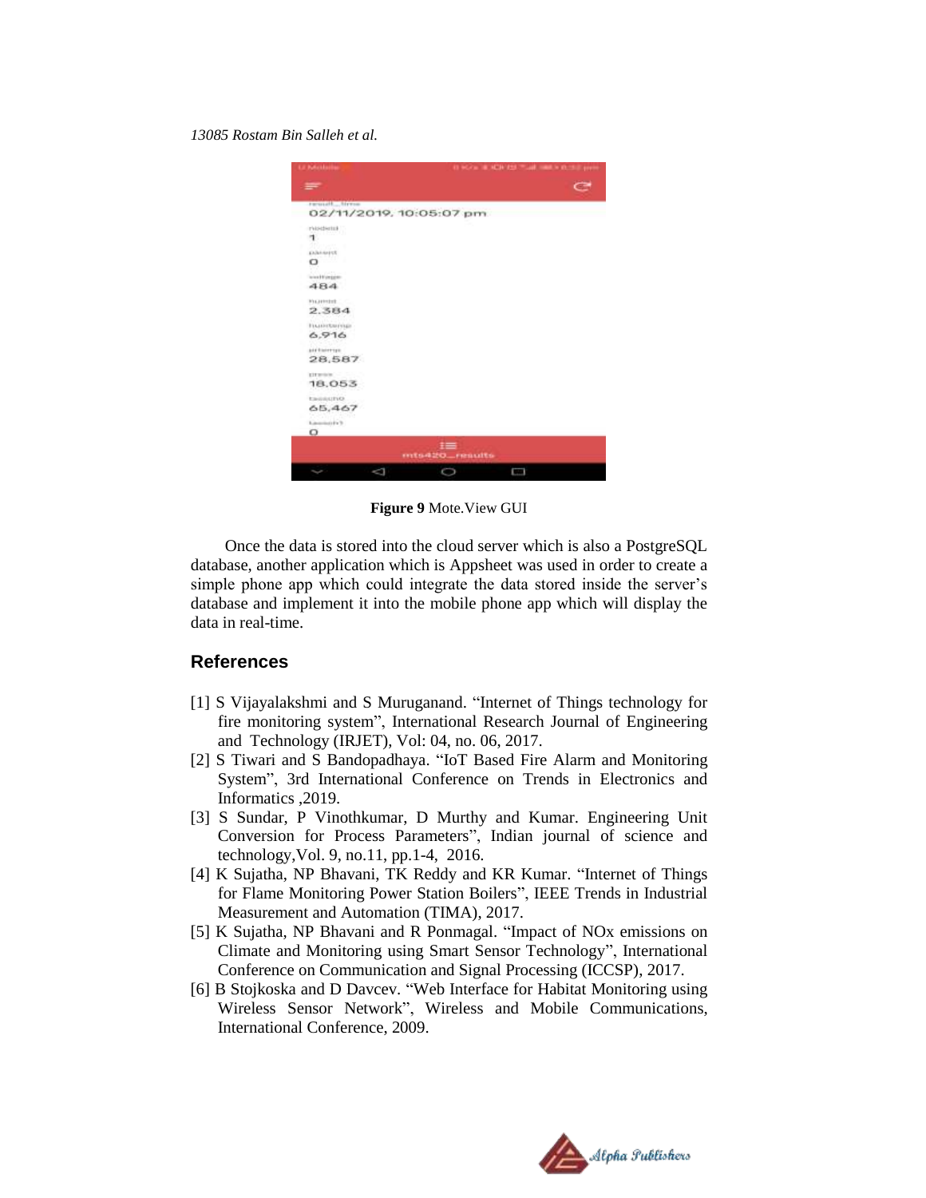**Figure 9** Mote.View GUI

Once the data is stored into the cloud server which is also a PostgreSQL database, another application which is Appsheet was used in order to create a simple phone app which could integrate the data stored inside the server's database and implement it into the mobile phone app which will display the data in real-time.

## References

[1] S Vijayalakshmi and S Muruganand. "Internet of Things technology for fire monitoring system", International Research Journal of Engineering and Technology (IRJET), Vol: 04, no. 06, 2017.

[2] S Tiwari and S Bandopadhaya. "IoT Based Fire Alarm and Monitoring System", 3rd International Conference on Trends in Electronics and Informatics ,2019.

[3] S Sundar, P Vinothkumar, D Murthy and Kumar. Engineering Unit Conversion for Process Parameters", Indian journal of science and technology,Vol. 9, no.11, pp.1-4, 2016.

[4] K Sujatha, NP Bhavani, TK Reddy and KR Kumar. "Internet of Things for Flame Monitoring Power Station Boilers", IEEE Trends in Industrial Measurement and Automation (TIMA), 2017.

[5] K Sujatha, NP Bhavani and R Ponmagal. "Impact of NOx emissions on Climate and Monitoring using Smart Sensor Technology", International Conference on Communication and Signal Processing (ICCSP), 2017.

[6] B Stojkoska and D Davcev. "Web Interface for Habitat Monitoring using Wireless Sensor Network", Wireless and Mobile Communications, International Conference, 2009.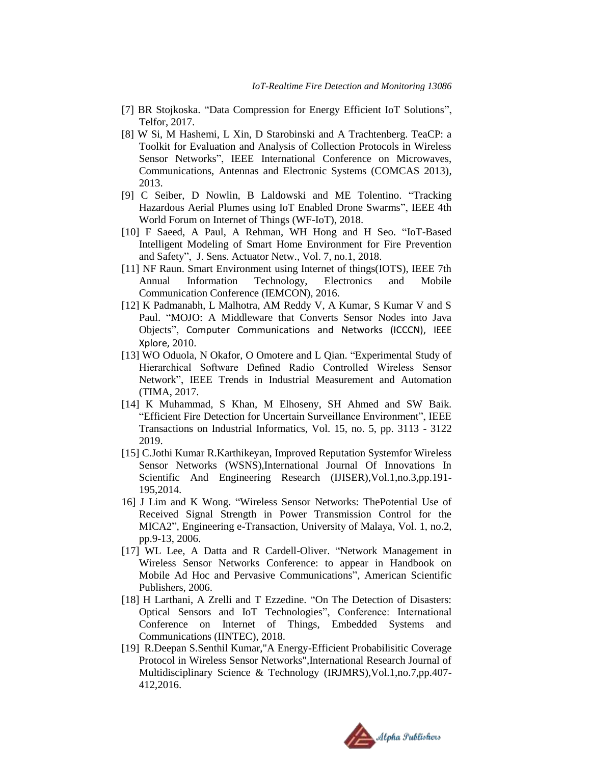[7] BR Stojkoska. “Data Compression for Energy Efficient IoT Solutions”, Telfor, 2017.

[8] W Si, M Hashemi, L Xin, D Starobinski and A Trachtenberg. TeaCP: a Toolkit for Evaluation and Analysis of Collection Protocols in Wireless Sensor Networks”, IEEE International Conference on Microwaves, Communications, Antennas and Electronic Systems (COMCAS 2013), 2013.

[9] C Seiber, D Nowlin, B Laldowski and ME Tolentino. “Tracking Hazardous Aerial Plumes using IoT Enabled Drone Swarms”, IEEE 4th World Forum on Internet of Things (WF-IoT), 2018.

[10] F Saeed, A Paul, A Rehman, WH Hong and H Seo. “IoT-Based Intelligent Modeling of Smart Home Environment for Fire Prevention and Safety”, J. Sens. Actuator Netw., Vol. 7, no.1, 2018.

[11] NF Raun. Smart Environment using Internet of things(IOTS), IEEE 7th Annual Information Technology, Electronics and Mobile Communication Conference (IEMCON), 2016.

[12] K Padmanabh, L Malhotra, AM Reddy V, A Kumar, S Kumar V and S Paul. “MOJO: A Middleware that Converts Sensor Nodes into Java Objects”, Computer Communications and Networks (ICCCN), IEEE Xplore, 2010.

[13] WO Oduola, N Okafor, O Omotere and L Qian. “Experimental Study of Hierarchical Software Defined Radio Controlled Wireless Sensor Network”, IEEE Trends in Industrial Measurement and Automation (TIMA, 2017.

[14] K Muhammad, S Khan, M Elhoseny, SH Ahmed and SW Baik. “Efficient Fire Detection for Uncertain Surveillance Environment”, IEEE Transactions on Industrial Informatics, Vol. 15, no. 5, pp. 3113 - 3122 2019.

[15] C.Jothi Kumar R.Karthikeyan, Improved Reputation Systemfor Wireless Sensor Networks (WSNS),International Journal Of Innovations In Scientific And Engineering Research (IJISER),Vol.1,no.3,pp.191-195,2014.

16] J Lim and K Wong. “Wireless Sensor Networks: ThePotential Use of Received Signal Strength in Power Transmission Control for the MICA2”, Engineering e-Transaction, University of Malaya, Vol. 1, no.2, pp.9-13, 2006.

[17] WL Lee, A Datta and R Cardell-Oliver. “Network Management in Wireless Sensor Networks Conference: to appear in Handbook on Mobile Ad Hoc and Pervasive Communications”, American Scientific Publishers, 2006.

[18] H Larthani, A Zrelli and T Ezzedine. “On The Detection of Disasters: Optical Sensors and IoT Technologies”, Conference: International Conference on Internet of Things, Embedded Systems and Communications (IINTEC), 2018.

[19] R.Deepan S.Senthil Kumar,"A Energy-Efficient Probabilisitic Coverage Protocol in Wireless Sensor Networks",International Research Journal of Multidisciplinary Science & Technology (IRJMRS),Vol.1,no.7,pp.407-412,2016.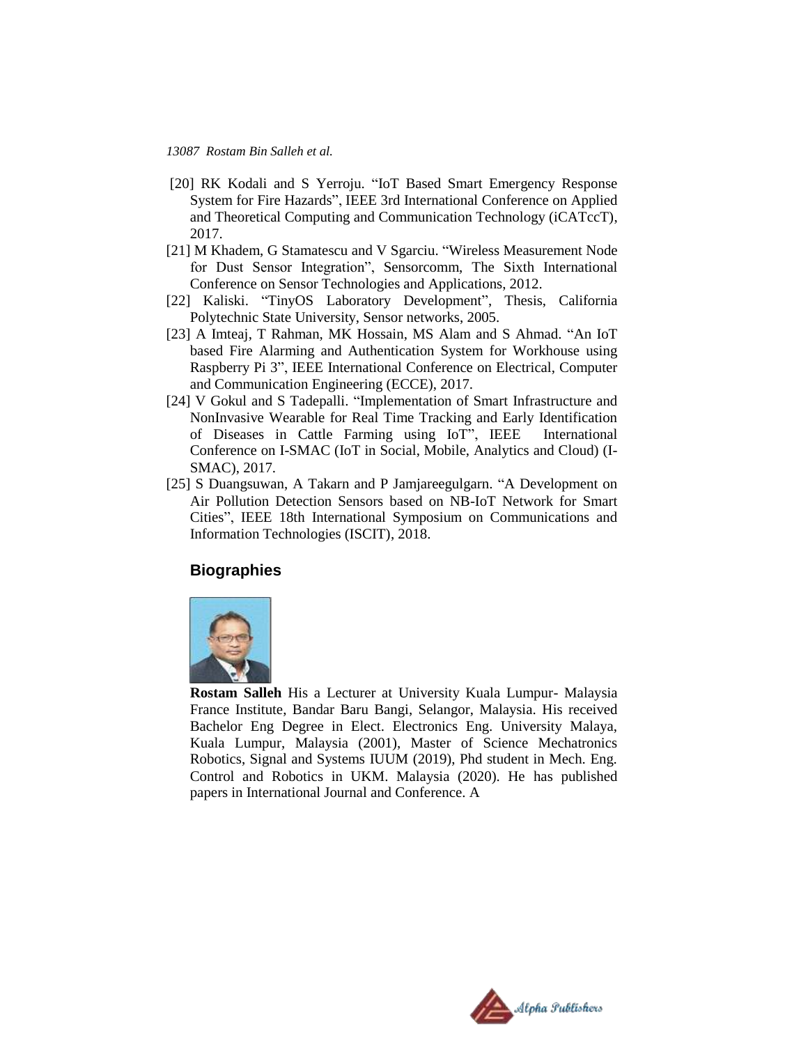[20] RK Kodali and S Yerroju. "IoT Based Smart Emergency Response System for Fire Hazards", IEEE 3rd International Conference on Applied and Theoretical Computing and Communication Technology (iCATccT), 2017.

[21] M Khadem, G Stamatescu and V Sgarciu. "Wireless Measurement Node for Dust Sensor Integration", Sensorcomm, The Sixth International Conference on Sensor Technologies and Applications, 2012.

[22] Kaliski. "TinyOS Laboratory Development", Thesis, California Polytechnic State University, Sensor networks, 2005.

[23] A Imteaj, T Rahman, MK Hossain, MS Alam and S Ahmad. "An IoT based Fire Alarming and Authentication System for Workhouse using Raspberry Pi 3", IEEE International Conference on Electrical, Computer and Communication Engineering (ECCE), 2017.

[24] V Gokul and S Tadepalli. "Implementation of Smart Infrastructure and NonInvasive Wearable for Real Time Tracking and Early Identification of Diseases in Cattle Farming using IoT", IEEE International Conference on I-SMAC (IoT in Social, Mobile, Analytics and Cloud) (I-SMAC), 2017.

[25] S Duangsuwan, A Takarn and P Jamjareegulgarn. "A Development on Air Pollution Detection Sensors based on NB-IoT Network for Smart Cities", IEEE 18th International Symposium on Communications and Information Technologies (ISCIT), 2018.

## Biographies

**Rostam Salleh** His a Lecturer at University Kuala Lumpur- Malaysia France Institute, Bandar Baru Bangi, Selangor, Malaysia. His received Bachelor Eng Degree in Elect. Electronics Eng. University Malaya, Kuala Lumpur, Malaysia (2001), Master of Science Mechatronics Robotics, Signal and Systems IUUM (2019), Phd student in Mech. Eng. Control and Robotics in UKM. Malaysia (2020). He has published papers in International Journal and Conference. A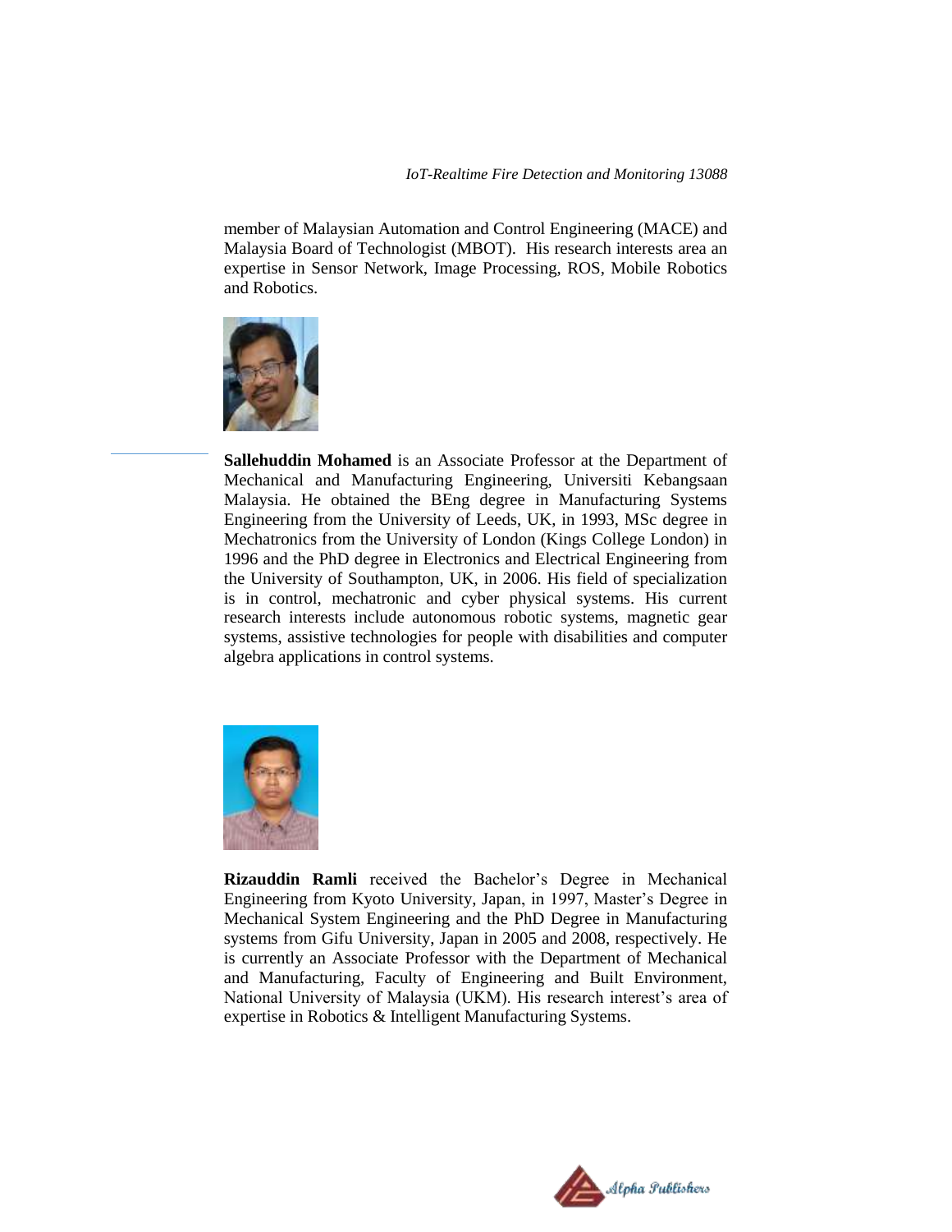member of Malaysian Automation and Control Engineering (MACE) and Malaysia Board of Technologist (MBOT). His research interests area an expertise in Sensor Network, Image Processing, ROS, Mobile Robotics and Robotics.

**Sallehuddin Mohamed** is an Associate Professor at the Department of Mechanical and Manufacturing Engineering, Universiti Kebangsaan Malaysia. He obtained the BEng degree in Manufacturing Systems Engineering from the University of Leeds, UK, in 1993, MSc degree in Mechatronics from the University of London (Kings College London) in 1996 and the PhD degree in Electronics and Electrical Engineering from the University of Southampton, UK, in 2006. His field of specialization is in control, mechatronic and cyber physical systems. His current research interests include autonomous robotic systems, magnetic gear systems, assistive technologies for people with disabilities and computer algebra applications in control systems.

**Rizauddin Ramli** received the Bachelor's Degree in Mechanical Engineering from Kyoto University, Japan, in 1997, Master's Degree in Mechanical System Engineering and the PhD Degree in Manufacturing systems from Gifu University, Japan in 2005 and 2008, respectively. He is currently an Associate Professor with the Department of Mechanical and Manufacturing, Faculty of Engineering and Built Environment, National University of Malaysia (UKM). His research interest's area of expertise in Robotics & Intelligent Manufacturing Systems.